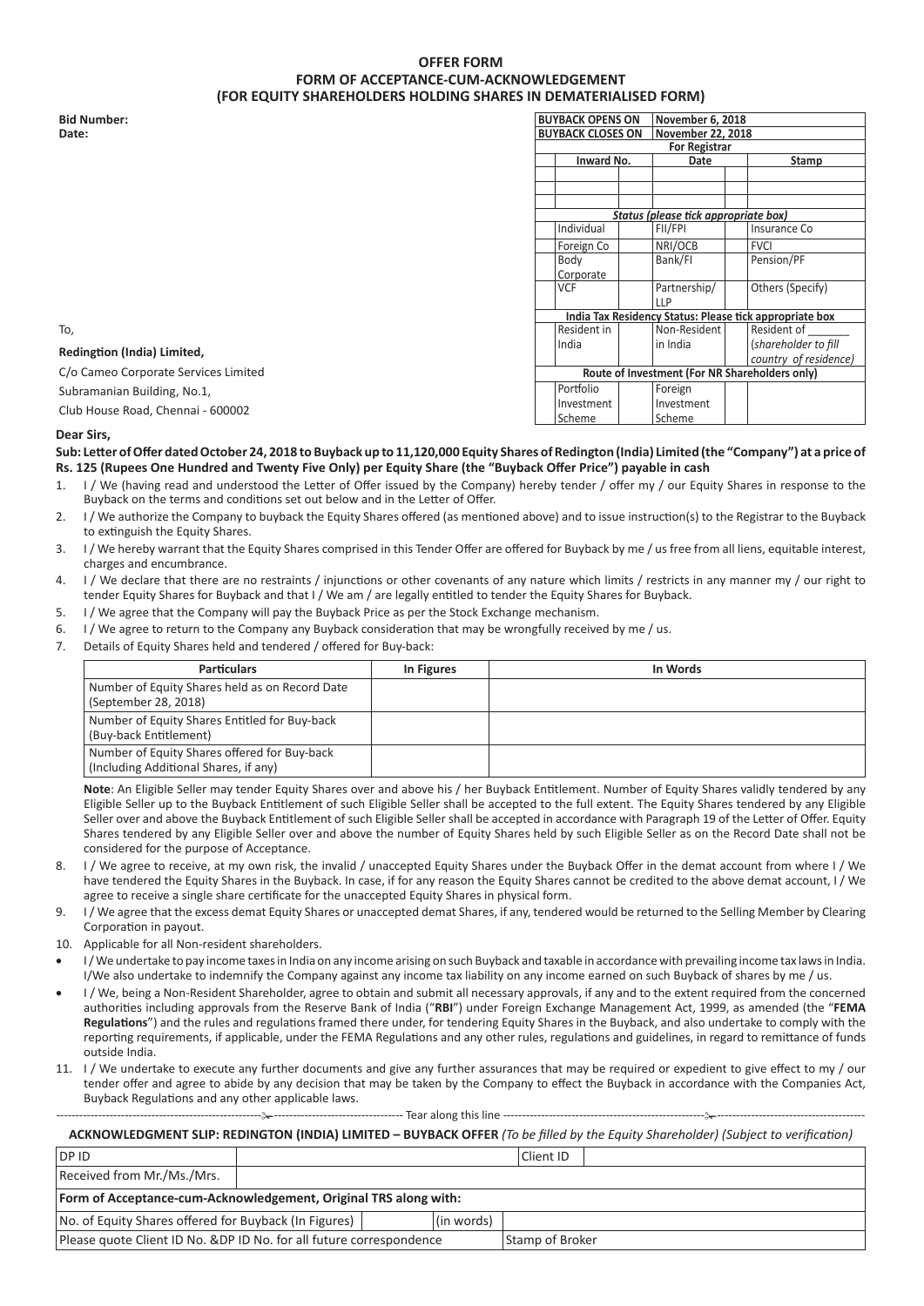# OFFER FORM
## FORM OF ACCEPTANCE-CUM-ACKNOWLEDGEMENT
## (FOR EQUITY SHAREHOLDERS HOLDING SHARES IN DEMATERIALISED FORM)

**Bid Number:**
**Date:**

| BUYBACK OPENS ON | | November 6, 2018 | | |
|---|---|---|---|---|
| BUYBACK CLOSES ON | | November 22, 2018 | | |
| For Registrar | | | | |
| Inward No. | | Date | | Stamp |
| | | | | |
| | | | | |
| | | | | |
| *Status (please tick appropriate box)* | | | | |
| Individual | | FII/FPI | | Insurance Co |
| Foreign Co | | NRI/OCB | | FVCI |
| Body Corporate | | Bank/FI | | Pension/PF |
| VCF | | Partnership/ LLP | | Others (Specify) |
| **India Tax Residency Status: Please tick appropriate box** | | | | |
| Resident in India | | Non-Resident in India | | Resident of _______ (*shareholder to fill country of residence*) |
| **Route of Investment (For NR Shareholders only)** | | | | |
| Portfolio Investment Scheme | | Foreign Investment Scheme | | |

To,

**Redington (India) Limited,**

C/o Cameo Corporate Services Limited

Subramanian Building, No.1,

Club House Road, Chennai - 600002

**Dear Sirs,**

**Sub: Letter of Offer dated October 24, 2018 to Buyback up to 11,120,000 Equity Shares of Redington (India) Limited (the "Company") at a price of Rs. 125 (Rupees One Hundred and Twenty Five Only) per Equity Share (the "Buyback Offer Price") payable in cash**

1. I / We (having read and understood the Letter of Offer issued by the Company) hereby tender / offer my / our Equity Shares in response to the Buyback on the terms and conditions set out below and in the Letter of Offer.
2. I / We authorize the Company to buyback the Equity Shares offered (as mentioned above) and to issue instruction(s) to the Registrar to the Buyback to extinguish the Equity Shares.
3. I / We hereby warrant that the Equity Shares comprised in this Tender Offer are offered for Buyback by me / us free from all liens, equitable interest, charges and encumbrance.
4. I / We declare that there are no restraints / injunctions or other covenants of any nature which limits / restricts in any manner my / our right to tender Equity Shares for Buyback and that I / We am / are legally entitled to tender the Equity Shares for Buyback.
5. I / We agree that the Company will pay the Buyback Price as per the Stock Exchange mechanism.
6. I / We agree to return to the Company any Buyback consideration that may be wrongfully received by me / us.
7. Details of Equity Shares held and tendered / offered for Buy-back:

| Particulars | In Figures | In Words |
|---|---|---|
| Number of Equity Shares held as on Record Date (September 28, 2018) | | |
| Number of Equity Shares Entitled for Buy-back (Buy-back Entitlement) | | |
| Number of Equity Shares offered for Buy-back (Including Additional Shares, if any) | | |

**Note**: An Eligible Seller may tender Equity Shares over and above his / her Buyback Entitlement. Number of Equity Shares validly tendered by any Eligible Seller up to the Buyback Entitlement of such Eligible Seller shall be accepted to the full extent. The Equity Shares tendered by any Eligible Seller over and above the Buyback Entitlement of such Eligible Seller shall be accepted in accordance with Paragraph 19 of the Letter of Offer. Equity Shares tendered by any Eligible Seller over and above the number of Equity Shares held by such Eligible Seller as on the Record Date shall not be considered for the purpose of Acceptance.

8. I / We agree to receive, at my own risk, the invalid / unaccepted Equity Shares under the Buyback Offer in the demat account from where I / We have tendered the Equity Shares in the Buyback. In case, if for any reason the Equity Shares cannot be credited to the above demat account, I / We agree to receive a single share certificate for the unaccepted Equity Shares in physical form.
9. I / We agree that the excess demat Equity Shares or unaccepted demat Shares, if any, tendered would be returned to the Selling Member by Clearing Corporation in payout.
10. Applicable for all Non-resident shareholders.

- I / We undertake to pay income taxes in India on any income arising on such Buyback and taxable in accordance with prevailing income tax laws in India. I/We also undertake to indemnify the Company against any income tax liability on any income earned on such Buyback of shares by me / us.
- I / We, being a Non-Resident Shareholder, agree to obtain and submit all necessary approvals, if any and to the extent required from the concerned authorities including approvals from the Reserve Bank of India ("**RBI**") under Foreign Exchange Management Act, 1999, as amended (the "**FEMA Regulations**") and the rules and regulations framed there under, for tendering Equity Shares in the Buyback, and also undertake to comply with the reporting requirements, if applicable, under the FEMA Regulations and any other rules, regulations and guidelines, in regard to remittance of funds outside India.

11. I / We undertake to execute any further documents and give any further assurances that may be required or expedient to give effect to my / our tender offer and agree to abide by any decision that may be taken by the Company to effect the Buyback in accordance with the Companies Act, Buyback Regulations and any other applicable laws.

------------------------------------------------------✂------------------------------ Tear along this line ------------------------------------------------------✂------------------------------

**ACKNOWLEDGMENT SLIP: REDINGTON (INDIA) LIMITED – BUYBACK OFFER** *(To be filled by the Equity Shareholder) (Subject to verification)*

| DP ID | | | Client ID | |
|---|---|---|---|---|
| Received from Mr./Ms./Mrs. | | | | |
| **Form of Acceptance-cum-Acknowledgement, Original TRS along with:** | | | | |
| No. of Equity Shares offered for Buyback (In Figures) | | (in words) | | |
| Please quote Client ID No. &DP ID No. for all future correspondence | | | Stamp of Broker | |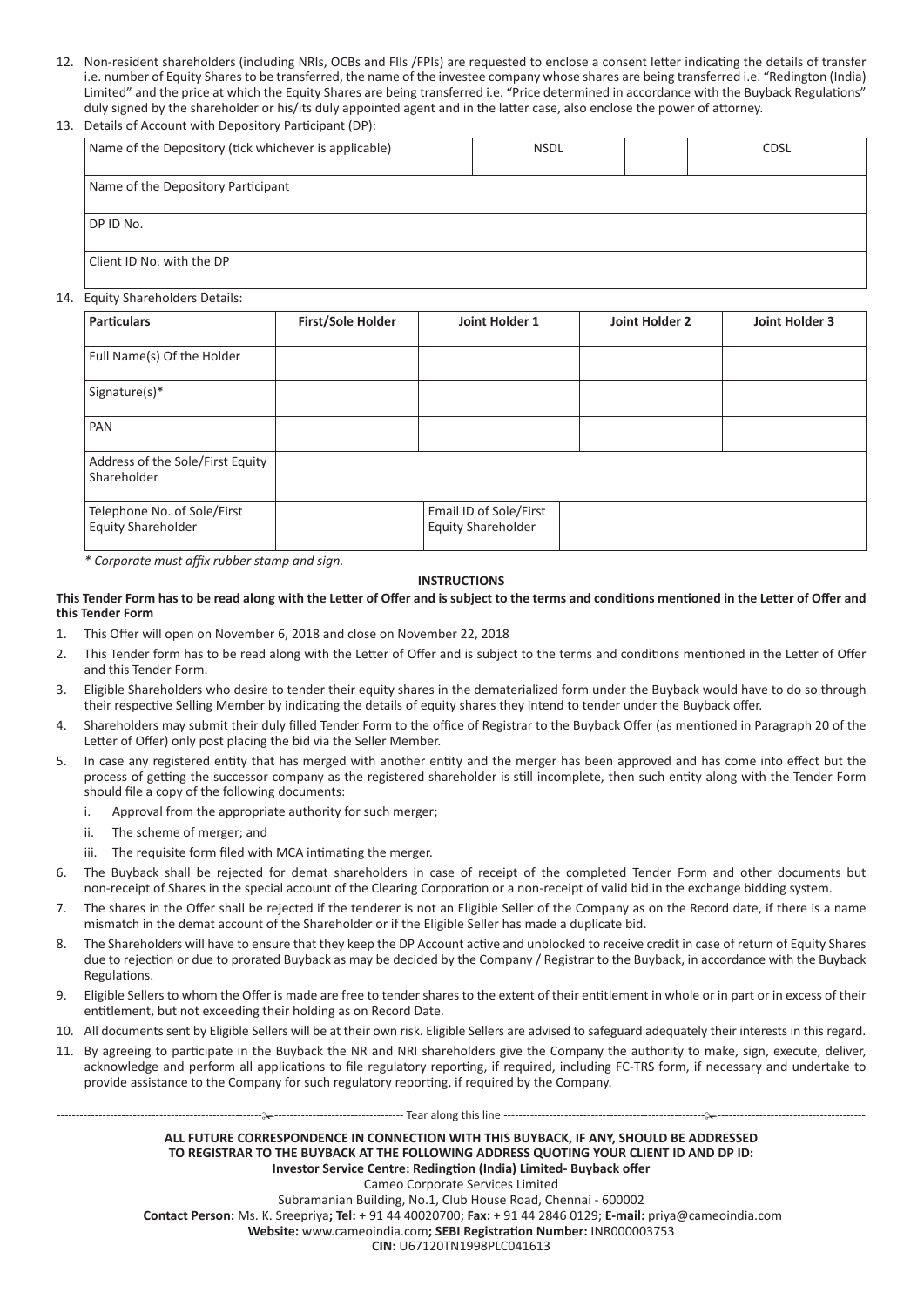12. Non-resident shareholders (including NRIs, OCBs and FIIs /FPIs) are requested to enclose a consent letter indicating the details of transfer i.e. number of Equity Shares to be transferred, the name of the investee company whose shares are being transferred i.e. "Redington (India) Limited" and the price at which the Equity Shares are being transferred i.e. "Price determined in accordance with the Buyback Regulations" duly signed by the shareholder or his/its duly appointed agent and in the latter case, also enclose the power of attorney.
13. Details of Account with Depository Participant (DP):

| Name of the Depository (tick whichever is applicable) | | NSDL | | CDSL |
|---|---|---|---|---|
| Name of the Depository Participant | | | | |
| DP ID No. | | | | |
| Client ID No. with the DP | | | | |

14. Equity Shareholders Details:

| Particulars | First/Sole Holder | Joint Holder 1 | Joint Holder 2 | Joint Holder 3 |
|---|---|---|---|---|
| Full Name(s) Of the Holder | | | | |
| Signature(s)* | | | | |
| PAN | | | | |
| Address of the Sole/First Equity Shareholder | | | | |
| Telephone No. of Sole/First Equity Shareholder | | Email ID of Sole/First Equity Shareholder | | |

*\* Corporate must affix rubber stamp and sign.*

**INSTRUCTIONS**

**This Tender Form has to be read along with the Letter of Offer and is subject to the terms and conditions mentioned in the Letter of Offer and this Tender Form**

1. This Offer will open on November 6, 2018 and close on November 22, 2018
2. This Tender form has to be read along with the Letter of Offer and is subject to the terms and conditions mentioned in the Letter of Offer and this Tender Form.
3. Eligible Shareholders who desire to tender their equity shares in the dematerialized form under the Buyback would have to do so through their respective Selling Member by indicating the details of equity shares they intend to tender under the Buyback offer.
4. Shareholders may submit their duly filled Tender Form to the office of Registrar to the Buyback Offer (as mentioned in Paragraph 20 of the Letter of Offer) only post placing the bid via the Seller Member.
5. In case any registered entity that has merged with another entity and the merger has been approved and has come into effect but the process of getting the successor company as the registered shareholder is still incomplete, then such entity along with the Tender Form should file a copy of the following documents:
   i. Approval from the appropriate authority for such merger;
   ii. The scheme of merger; and
   iii. The requisite form filed with MCA intimating the merger.
6. The Buyback shall be rejected for demat shareholders in case of receipt of the completed Tender Form and other documents but non-receipt of Shares in the special account of the Clearing Corporation or a non-receipt of valid bid in the exchange bidding system.
7. The shares in the Offer shall be rejected if the tenderer is not an Eligible Seller of the Company as on the Record date, if there is a name mismatch in the demat account of the Shareholder or if the Eligible Seller has made a duplicate bid.
8. The Shareholders will have to ensure that they keep the DP Account active and unblocked to receive credit in case of return of Equity Shares due to rejection or due to prorated Buyback as may be decided by the Company / Registrar to the Buyback, in accordance with the Buyback Regulations.
9. Eligible Sellers to whom the Offer is made are free to tender shares to the extent of their entitlement in whole or in part or in excess of their entitlement, but not exceeding their holding as on Record Date.
10. All documents sent by Eligible Sellers will be at their own risk. Eligible Sellers are advised to safeguard adequately their interests in this regard.
11. By agreeing to participate in the Buyback the NR and NRI shareholders give the Company the authority to make, sign, execute, deliver, acknowledge and perform all applications to file regulatory reporting, if required, including FC-TRS form, if necessary and undertake to provide assistance to the Company for such regulatory reporting, if required by the Company.

------------------------------------------------ Tear along this line ------------------------------------------------

**ALL FUTURE CORRESPONDENCE IN CONNECTION WITH THIS BUYBACK, IF ANY, SHOULD BE ADDRESSED TO REGISTRAR TO THE BUYBACK AT THE FOLLOWING ADDRESS QUOTING YOUR CLIENT ID AND DP ID:**

**Investor Service Centre: Redington (India) Limited- Buyback offer**

Cameo Corporate Services Limited

Subramanian Building, No.1, Club House Road, Chennai - 600002

**Contact Person:** Ms. K. Sreepriya**; Tel:** + 91 44 40020700; **Fax:** + 91 44 2846 0129; **E-mail:** priya@cameoindia.com

**Website:** www.cameoindia.com**; SEBI Registration Number:** INR000003753

**CIN:** U67120TN1998PLC041613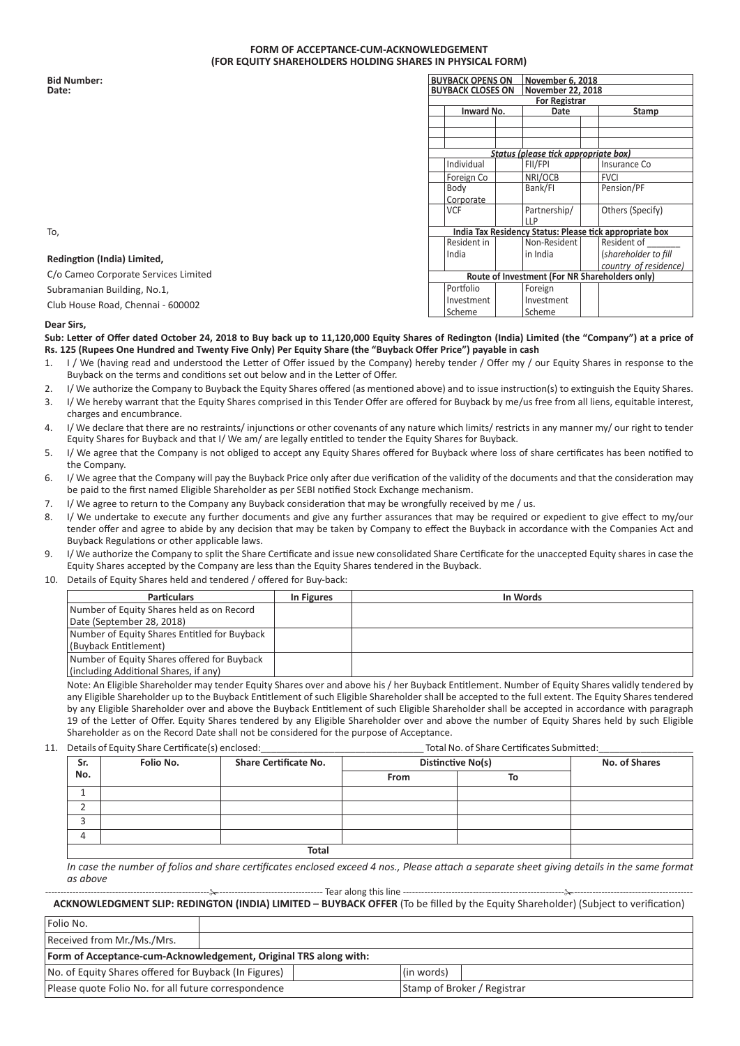**FORM OF ACCEPTANCE-CUM-ACKNOWLEDGEMENT**
**(FOR EQUITY SHAREHOLDERS HOLDING SHARES IN PHYSICAL FORM)**

**Bid Number:**
**Date:**

| BUYBACK OPENS ON | | November 6, 2018 | | |
|---|---|---|---|---|
| BUYBACK CLOSES ON | | November 22, 2018 | | |
| For Registrar | | | | |
| Inward No. | | Date | | Stamp |
| | | | | |
| | | | | |
| | | | | |
| *Status (please tick appropriate box)* | | | | |
| Individual | | FII/FPI | | Insurance Co |
| Foreign Co | | NRI/OCB | | FVCI |
| Body Corporate | | Bank/FI | | Pension/PF |
| VCF | | Partnership/ LLP | | Others (Specify) |
| **India Tax Residency Status: Please tick appropriate box** | | | | |
| Resident in India | | Non-Resident in India | | Resident of _______ (*shareholder to fill country of residence*) |
| **Route of Investment (For NR Shareholders only)** | | | | |
| Portfolio Investment Scheme | | Foreign Investment Scheme | | |

To,

**Redington (India) Limited,**
C/o Cameo Corporate Services Limited
Subramanian Building, No.1,
Club House Road, Chennai - 600002

**Dear Sirs,**

**Sub: Letter of Offer dated October 24, 2018 to Buy back up to 11,120,000 Equity Shares of Redington (India) Limited (the "Company") at a price of Rs. 125 (Rupees One Hundred and Twenty Five Only) Per Equity Share (the "Buyback Offer Price") payable in cash**

1. I / We (having read and understood the Letter of Offer issued by the Company) hereby tender / Offer my / our Equity Shares in response to the Buyback on the terms and conditions set out below and in the Letter of Offer.
2. I/ We authorize the Company to Buyback the Equity Shares offered (as mentioned above) and to issue instruction(s) to extinguish the Equity Shares.
3. I/ We hereby warrant that the Equity Shares comprised in this Tender Offer are offered for Buyback by me/us free from all liens, equitable interest, charges and encumbrance.
4. I/ We declare that there are no restraints/ injunctions or other covenants of any nature which limits/ restricts in any manner my/ our right to tender Equity Shares for Buyback and that I/ We am/ are legally entitled to tender the Equity Shares for Buyback.
5. I/ We agree that the Company is not obliged to accept any Equity Shares offered for Buyback where loss of share certificates has been notified to the Company.
6. I/ We agree that the Company will pay the Buyback Price only after due verification of the validity of the documents and that the consideration may be paid to the first named Eligible Shareholder as per SEBI notified Stock Exchange mechanism.
7. I/ We agree to return to the Company any Buyback consideration that may be wrongfully received by me / us.
8. I/ We undertake to execute any further documents and give any further assurances that may be required or expedient to give effect to my/our tender offer and agree to abide by any decision that may be taken by Company to effect the Buyback in accordance with the Companies Act and Buyback Regulations or other applicable laws.
9. I/ We authorize the Company to split the Share Certificate and issue new consolidated Share Certificate for the unaccepted Equity shares in case the Equity Shares accepted by the Company are less than the Equity Shares tendered in the Buyback.
10. Details of Equity Shares held and tendered / offered for Buy-back:

| Particulars | In Figures | In Words |
|---|---|---|
| Number of Equity Shares held as on Record Date (September 28, 2018) | | |
| Number of Equity Shares Entitled for Buyback (Buyback Entitlement) | | |
| Number of Equity Shares offered for Buyback (including Additional Shares, if any) | | |

Note: An Eligible Shareholder may tender Equity Shares over and above his / her Buyback Entitlement. Number of Equity Shares validly tendered by any Eligible Shareholder up to the Buyback Entitlement of such Eligible Shareholder shall be accepted to the full extent. The Equity Shares tendered by any Eligible Shareholder over and above the Buyback Entitlement of such Eligible Shareholder shall be accepted in accordance with paragraph 19 of the Letter of Offer. Equity Shares tendered by any Eligible Shareholder over and above the number of Equity Shares held by such Eligible Shareholder as on the Record Date shall not be considered for the purpose of Acceptance.

11. Details of Equity Share Certificate(s) enclosed:_______________________________ Total No. of Share Certificates Submitted:__________________

| Sr. No. | Folio No. | Share Certificate No. | Distinctive No(s) | | No. of Shares |
|---|---|---|---|---|---|
| | | | From | To | |
| 1 | | | | | |
| 2 | | | | | |
| 3 | | | | | |
| 4 | | | | | |
| Total | | | | | |

*In case the number of folios and share certificates enclosed exceed 4 nos., Please attach a separate sheet giving details in the same format as above*

------------------------------------------------------------------ Tear along this line ------------------------------------------------------------------

**ACKNOWLEDGMENT SLIP: REDINGTON (INDIA) LIMITED – BUYBACK OFFER** (To be filled by the Equity Shareholder) (Subject to verification)

| Folio No. | | | |
|---|---|---|---|
| Received from Mr./Ms./Mrs. | | | |
| **Form of Acceptance-cum-Acknowledgement, Original TRS along with:** | | | |
| No. of Equity Shares offered for Buyback (In Figures) | | (in words) | |
| Please quote Folio No. for all future correspondence | | Stamp of Broker / Registrar | |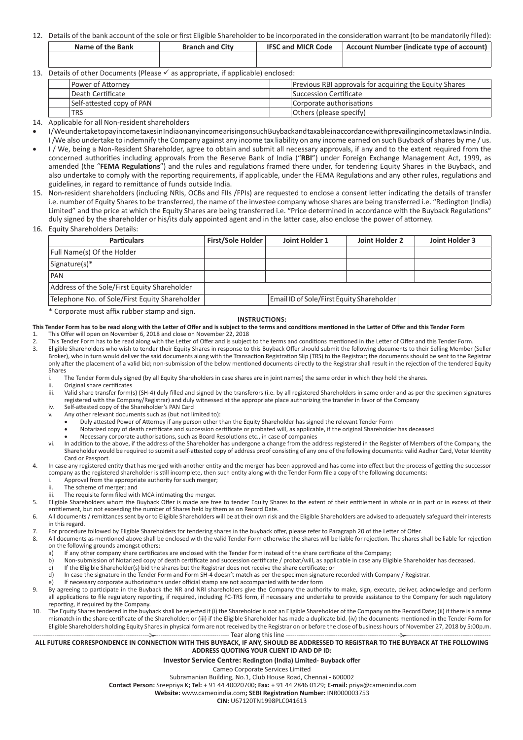12. Details of the bank account of the sole or first Eligible Shareholder to be incorporated in the consideration warrant (to be mandatorily filled):

| Name of the Bank | Branch and City | IFSC and MICR Code | Account Number (indicate type of account) |
|---|---|---|---|
| | | | |

13. Details of other Documents (Please ✓ as appropriate, if applicable) enclosed:

| | | | |
|---|---|---|---|
| | Power of Attorney | | Previous RBI approvals for acquiring the Equity Shares |
| | Death Certificate | | Succession Certificate |
| | Self-attested copy of PAN | | Corporate authorisations |
| | TRS | | Others (please specify) |

14. Applicable for all Non-resident shareholders

- I/We undertake to pay income taxes in India on any income arising on such Buyback and taxable in accordance with prevailing income tax laws in India. I /We also undertake to indemnify the Company against any income tax liability on any income earned on such Buyback of shares by me / us.
- I / We, being a Non-Resident Shareholder, agree to obtain and submit all necessary approvals, if any and to the extent required from the concerned authorities including approvals from the Reserve Bank of India ("**RBI**") under Foreign Exchange Management Act, 1999, as amended (the "**FEMA Regulations**") and the rules and regulations framed there under, for tendering Equity Shares in the Buyback, and also undertake to comply with the reporting requirements, if applicable, under the FEMA Regulations and any other rules, regulations and guidelines, in regard to remittance of funds outside India.

15. Non-resident shareholders (including NRIs, OCBs and FIIs /FPIs) are requested to enclose a consent letter indicating the details of transfer i.e. number of Equity Shares to be transferred, the name of the investee company whose shares are being transferred i.e. "Redington (India) Limited" and the price at which the Equity Shares are being transferred i.e. "Price determined in accordance with the Buyback Regulations" duly signed by the shareholder or his/its duly appointed agent and in the latter case, also enclose the power of attorney.

16. Equity Shareholders Details:

| Particulars | First/Sole Holder | Joint Holder 1 | Joint Holder 2 | Joint Holder 3 |
|---|---|---|---|---|
| Full Name(s) Of the Holder | | | | |
| Signature(s)* | | | | |
| PAN | | | | |
| Address of the Sole/First Equity Shareholder | | | | |
| Telephone No. of Sole/First Equity Shareholder | | Email ID of Sole/First Equity Shareholder | | |

\* Corporate must affix rubber stamp and sign.

**INSTRUCTIONS:**

**This Tender Form has to be read along with the Letter of Offer and is subject to the terms and conditions mentioned in the Letter of Offer and this Tender Form**

1. This Offer will open on November 6, 2018 and close on November 22, 2018
2. This Tender Form has to be read along with the Letter of Offer and is subject to the terms and conditions mentioned in the Letter of Offer and this Tender Form.
3. Eligible Shareholders who wish to tender their Equity Shares in response to this Buyback Offer should submit the following documents to their Selling Member (Seller Broker), who in turn would deliver the said documents along with the Transaction Registration Slip (TRS) to the Registrar; the documents should be sent to the Registrar only after the placement of a valid bid; non-submission of the below mentioned documents directly to the Registrar shall result in the rejection of the tendered Equity Shares
   i. The Tender Form duly signed (by all Equity Shareholders in case shares are in joint names) the same order in which they hold the shares.
   ii. Original share certificates
   iii. Valid share transfer form(s) (SH-4) duly filled and signed by the transferors (i.e. by all registered Shareholders in same order and as per the specimen signatures registered with the Company/Registrar) and duly witnessed at the appropriate place authorizing the transfer in favor of the Company
   iv. Self-attested copy of the Shareholder's PAN Card
   v. Any other relevant documents such as (but not limited to):
      - Duly attested Power of Attorney if any person other than the Equity Shareholder has signed the relevant Tender Form
      - Notarized copy of death certificate and succession certificate or probated will, as applicable, if the original Shareholder has deceased
      - Necessary corporate authorisations, such as Board Resolutions etc., in case of companies
   vi. In addition to the above, if the address of the Shareholder has undergone a change from the address registered in the Register of Members of the Company, the Shareholder would be required to submit a self-attested copy of address proof consisting of any one of the following documents: valid Aadhar Card, Voter Identity Card or Passport.
4. In case any registered entity that has merged with another entity and the merger has been approved and has come into effect but the process of getting the successor company as the registered shareholder is still incomplete, then such entity along with the Tender Form file a copy of the following documents:
   i. Approval from the appropriate authority for such merger;
   ii. The scheme of merger; and
   iii. The requisite form filed with MCA intimating the merger.
5. Eligible Shareholders whom the Buyback Offer is made are free to tender Equity Shares to the extent of their entitlement in whole or in part or in excess of their entitlement, but not exceeding the number of Shares held by them as on Record Date.
6. All documents / remittances sent by or to Eligible Shareholders will be at their own risk and the Eligible Shareholders are advised to adequately safeguard their interests in this regard.
7. For procedure followed by Eligible Shareholders for tendering shares in the buyback offer, please refer to Paragraph 20 of the Letter of Offer.
8. All documents as mentioned above shall be enclosed with the valid Tender Form otherwise the shares will be liable for rejection. The shares shall be liable for rejection on the following grounds amongst others:
   a) If any other company share certificates are enclosed with the Tender Form instead of the share certificate of the Company;
   b) Non-submission of Notarized copy of death certificate and succession certificate / probat/will, as applicable in case any Eligible Shareholder has deceased.
   c) If the Eligible Shareholder(s) bid the shares but the Registrar does not receive the share certificate; or
   d) In case the signature in the Tender Form and Form SH-4 doesn't match as per the specimen signature recorded with Company / Registrar.
   e) If necessary corporate authorizations under official stamp are not accompanied with tender form
9. By agreeing to participate in the Buyback the NR and NRI shareholders give the Company the authority to make, sign, execute, deliver, acknowledge and perform all applications to file regulatory reporting, if required, including FC-TRS form, if necessary and undertake to provide assistance to the Company for such regulatory reporting, if required by the Company.
10. The Equity Shares tendered in the buyback shall be rejected if (i) the Shareholder is not an Eligible Shareholder of the Company on the Record Date; (ii) if there is a name mismatch in the share certificate of the Shareholder; or (iii) if the Eligible Shareholder has made a duplicate bid. (iv) the documents mentioned in the Tender Form for Eligible Shareholders holding Equity Shares in physical form are not received by the Registrar on or before the close of business hours of November 27, 2018 by 5:00p.m.

---------------------------------------- Tear along this line ----------------------------------------

**ALL FUTURE CORRESPONDENCE IN CONNECTION WITH THIS BUYBACK, IF ANY, SHOULD BE ADDRESSED TO REGISTRAR TO THE BUYBACK AT THE FOLLOWING ADDRESS QUOTING YOUR CLIENT ID AND DP ID:**

**Investor Service Centre: Redington (India) Limited- Buyback offer**

Cameo Corporate Services Limited

Subramanian Building, No.1, Club House Road, Chennai - 600002

**Contact Person:** Sreepriya K**; Tel:** + 91 44 40020700; **Fax:** + 91 44 2846 0129; **E-mail:** priya@cameoindia.com

**Website:** www.cameoindia.com**; SEBI Registration Number:** INR000003753

**CIN:** U67120TN1998PLC041613